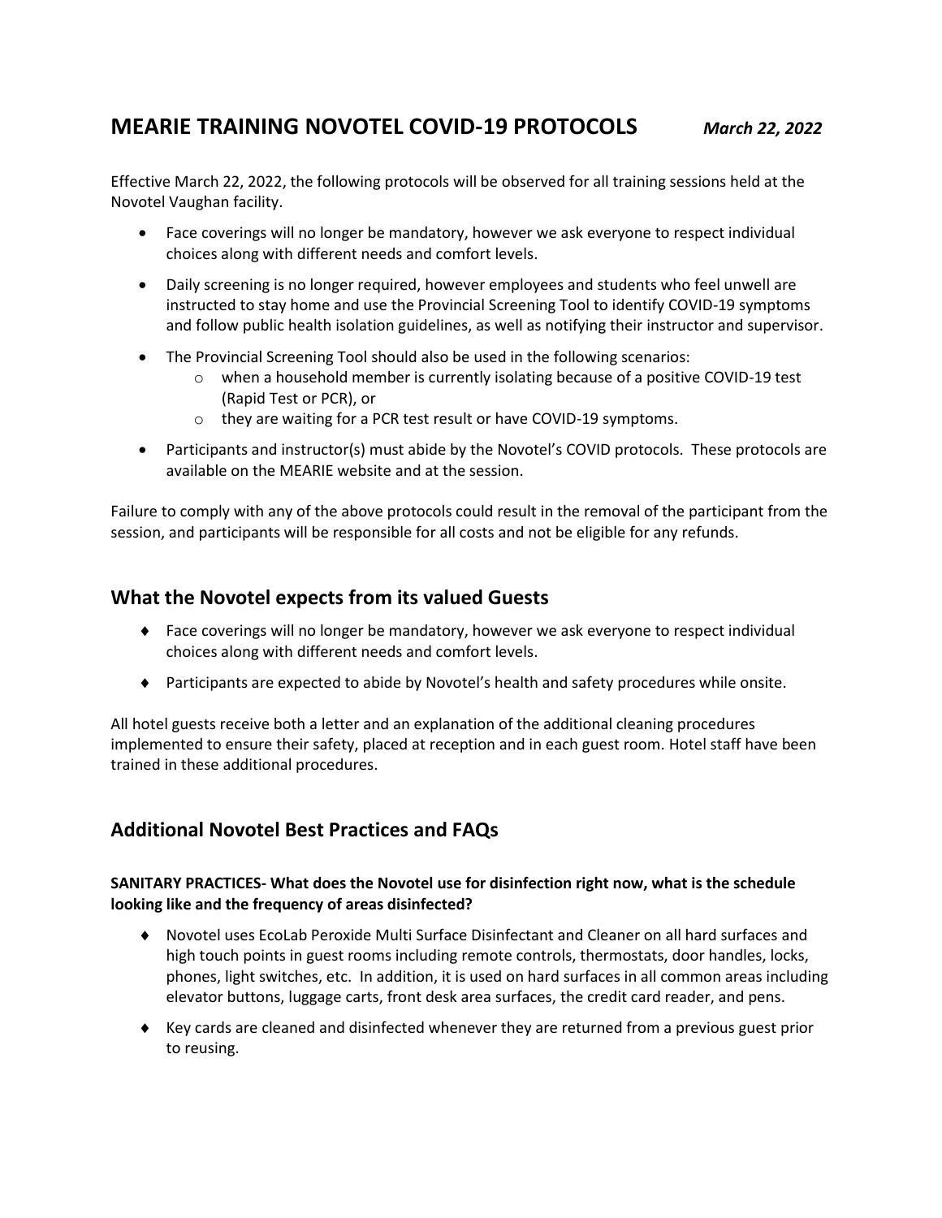# MEARIE TRAINING NOVOTEL COVID-19 PROTOCOLS *March 22, 2022*

Effective March 22, 2022, the following protocols will be observed for all training sessions held at the Novotel Vaughan facility.

- Face coverings will no longer be mandatory, however we ask everyone to respect individual choices along with different needs and comfort levels.
- Daily screening is no longer required, however employees and students who feel unwell are instructed to stay home and use the Provincial Screening Tool to identify COVID-19 symptoms and follow public health isolation guidelines, as well as notifying their instructor and supervisor.
- The Provincial Screening Tool should also be used in the following scenarios:
  - when a household member is currently isolating because of a positive COVID-19 test (Rapid Test or PCR), or
  - they are waiting for a PCR test result or have COVID-19 symptoms.
- Participants and instructor(s) must abide by the Novotel's COVID protocols. These protocols are available on the MEARIE website and at the session.

Failure to comply with any of the above protocols could result in the removal of the participant from the session, and participants will be responsible for all costs and not be eligible for any refunds.

## What the Novotel expects from its valued Guests

- Face coverings will no longer be mandatory, however we ask everyone to respect individual choices along with different needs and comfort levels.
- Participants are expected to abide by Novotel's health and safety procedures while onsite.

All hotel guests receive both a letter and an explanation of the additional cleaning procedures implemented to ensure their safety, placed at reception and in each guest room. Hotel staff have been trained in these additional procedures.

## Additional Novotel Best Practices and FAQs

**SANITARY PRACTICES- What does the Novotel use for disinfection right now, what is the schedule looking like and the frequency of areas disinfected?**

- Novotel uses EcoLab Peroxide Multi Surface Disinfectant and Cleaner on all hard surfaces and high touch points in guest rooms including remote controls, thermostats, door handles, locks, phones, light switches, etc. In addition, it is used on hard surfaces in all common areas including elevator buttons, luggage carts, front desk area surfaces, the credit card reader, and pens.
- Key cards are cleaned and disinfected whenever they are returned from a previous guest prior to reusing.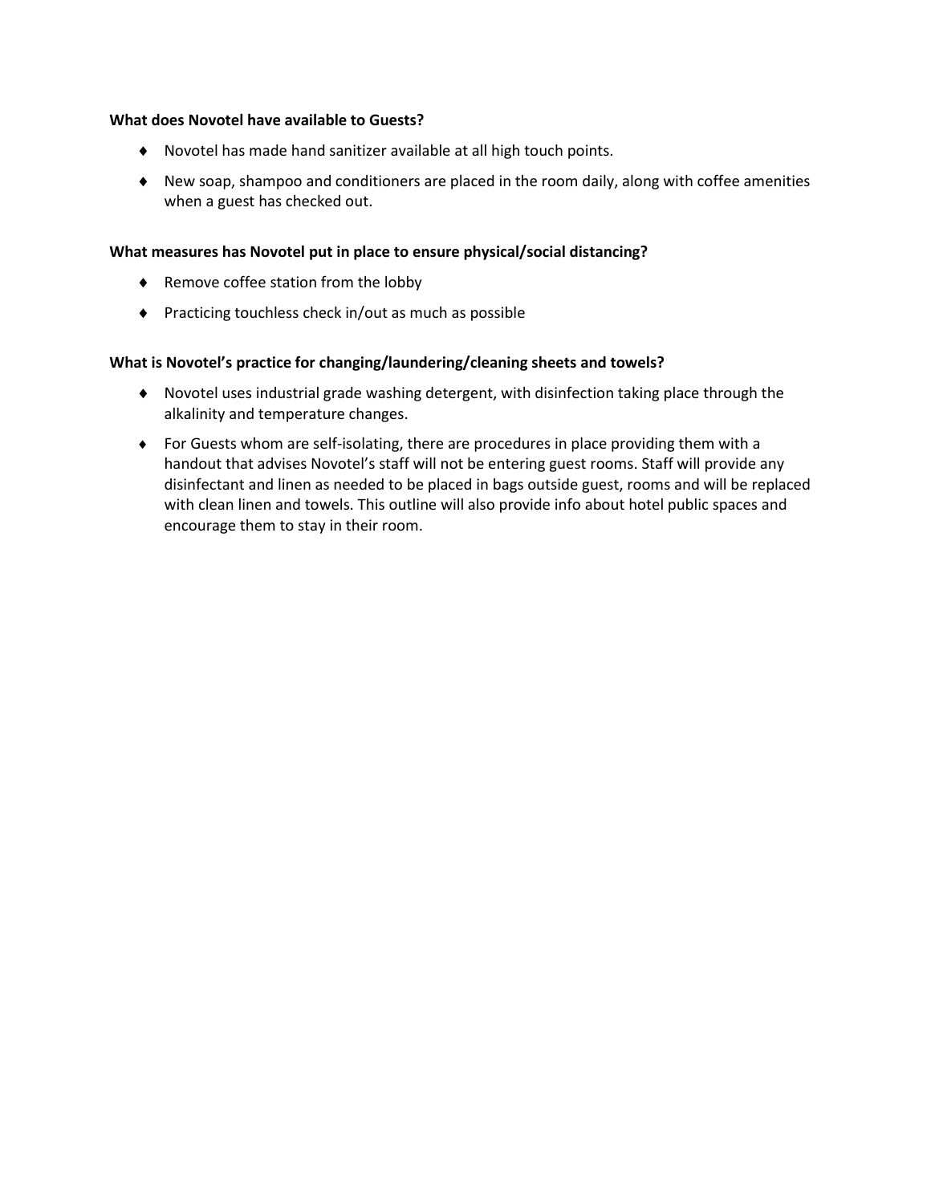**What does Novotel have available to Guests?**

- Novotel has made hand sanitizer available at all high touch points.
- New soap, shampoo and conditioners are placed in the room daily, along with coffee amenities when a guest has checked out.

**What measures has Novotel put in place to ensure physical/social distancing?**

- Remove coffee station from the lobby
- Practicing touchless check in/out as much as possible

**What is Novotel's practice for changing/laundering/cleaning sheets and towels?**

- Novotel uses industrial grade washing detergent, with disinfection taking place through the alkalinity and temperature changes.
- For Guests whom are self-isolating, there are procedures in place providing them with a handout that advises Novotel's staff will not be entering guest rooms. Staff will provide any disinfectant and linen as needed to be placed in bags outside guest, rooms and will be replaced with clean linen and towels. This outline will also provide info about hotel public spaces and encourage them to stay in their room.